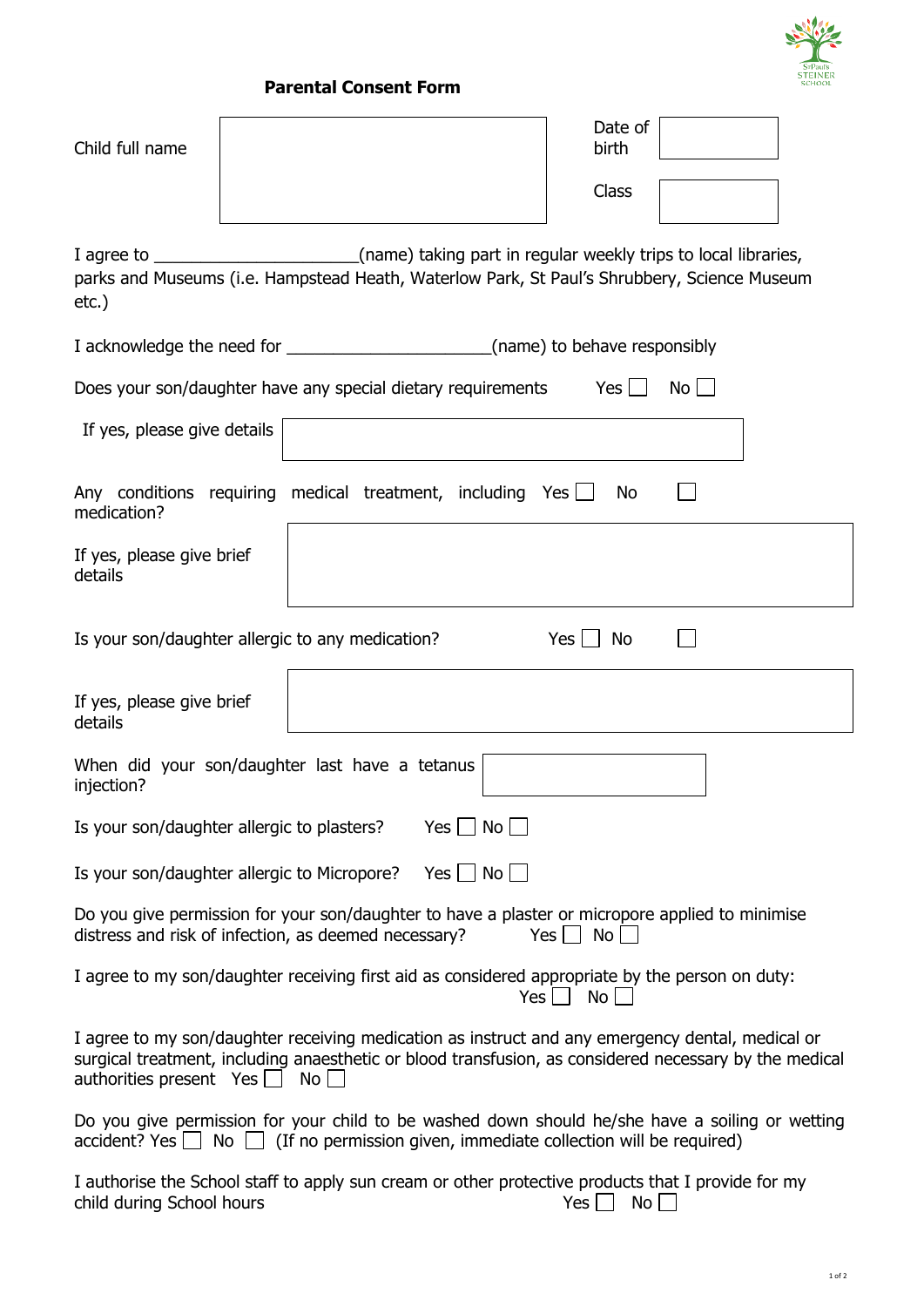# Parental Consent Form

| Child full name | | Date of birth | |
|---|---|---|---|
| | | Class | |

I agree to ______________________(name) taking part in regular weekly trips to local libraries, parks and Museums (i.e. Hampstead Heath, Waterlow Park, St Paul's Shrubbery, Science Museum etc.)

I acknowledge the need for ______________________(name) to behave responsibly

Does your son/daughter have any special dietary requirements Yes ☐ No ☐

If yes, please give details

Any conditions requiring medical treatment, including medication? Yes ☐ No ☐

If yes, please give brief details

Is your son/daughter allergic to any medication? Yes ☐ No ☐

If yes, please give brief details

When did your son/daughter last have a tetanus injection?

Is your son/daughter allergic to plasters? Yes ☐ No ☐

Is your son/daughter allergic to Micropore? Yes ☐ No ☐

Do you give permission for your son/daughter to have a plaster or micropore applied to minimise distress and risk of infection, as deemed necessary? Yes ☐ No ☐

I agree to my son/daughter receiving first aid as considered appropriate by the person on duty: Yes ☐ No ☐

I agree to my son/daughter receiving medication as instruct and any emergency dental, medical or surgical treatment, including anaesthetic or blood transfusion, as considered necessary by the medical authorities present Yes ☐ No ☐

Do you give permission for your child to be washed down should he/she have a soiling or wetting accident? Yes ☐ No ☐ (If no permission given, immediate collection will be required)

I authorise the School staff to apply sun cream or other protective products that I provide for my child during School hours Yes ☐ No ☐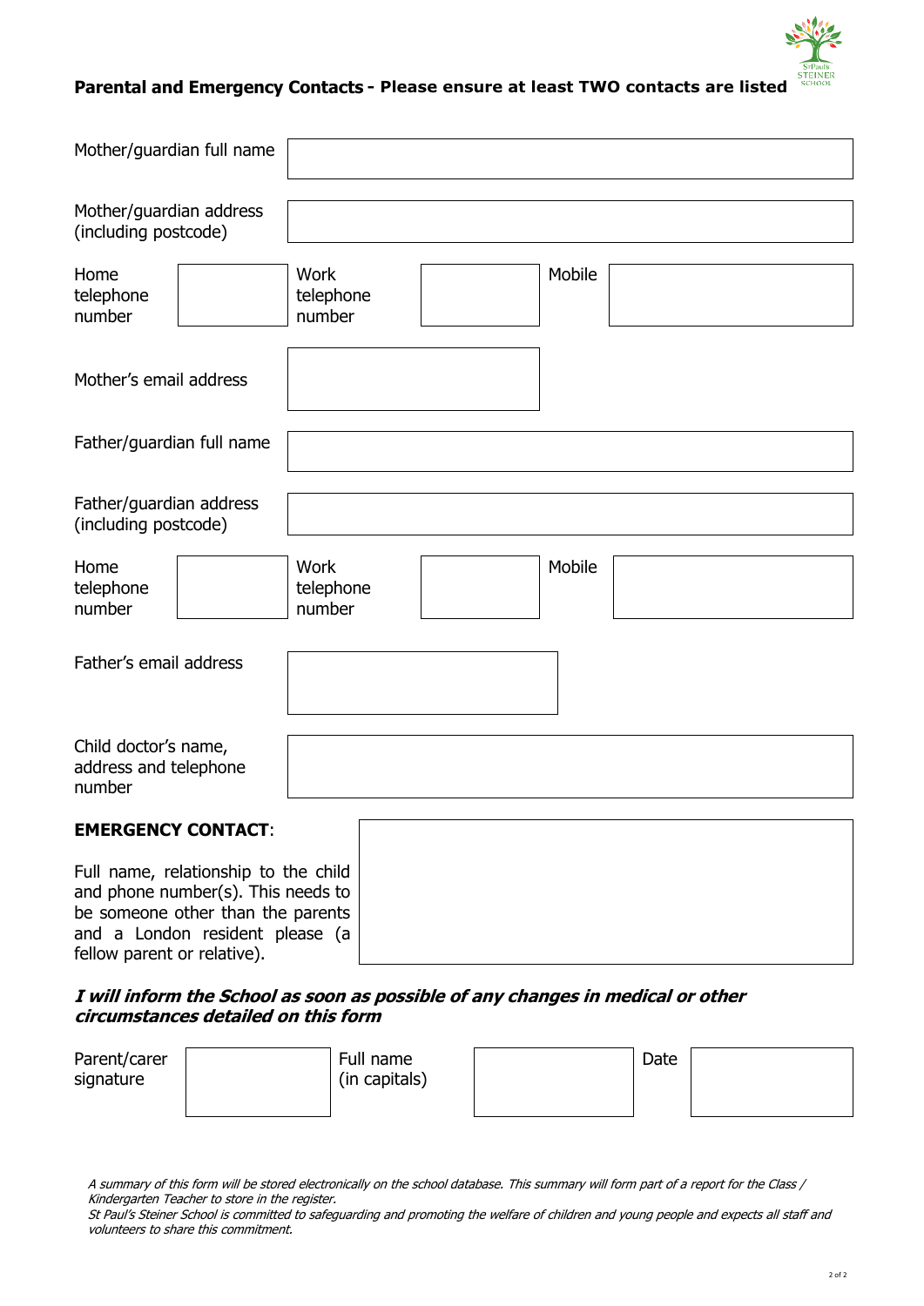## Parental and Emergency Contacts - Please ensure at least TWO contacts are listed

| | | | | | |
|---|---|---|---|---|---|
| Mother/guardian full name | | | | | |
| Mother/guardian address (including postcode) | | | | | |
| Home telephone number | | Work telephone number | | Mobile | |
| Mother's email address | | | | | |
| Father/guardian full name | | | | | |
| Father/guardian address (including postcode) | | | | | |
| Home telephone number | | Work telephone number | | Mobile | |
| Father's email address | | | | | |
| Child doctor's name, address and telephone number | | | | | |

**EMERGENCY CONTACT**:

Full name, relationship to the child and phone number(s). This needs to be someone other than the parents and a London resident please (a fellow parent or relative).

***I will inform the School as soon as possible of any changes in medical or other circumstances detailed on this form***

| | | | | | |
|---|---|---|---|---|---|
| Parent/carer signature | | Full name (in capitals) | | Date | |

*A summary of this form will be stored electronically on the school database. This summary will form part of a report for the Class / Kindergarten Teacher to store in the register.*
*St Paul's Steiner School is committed to safeguarding and promoting the welfare of children and young people and expects all staff and volunteers to share this commitment.*